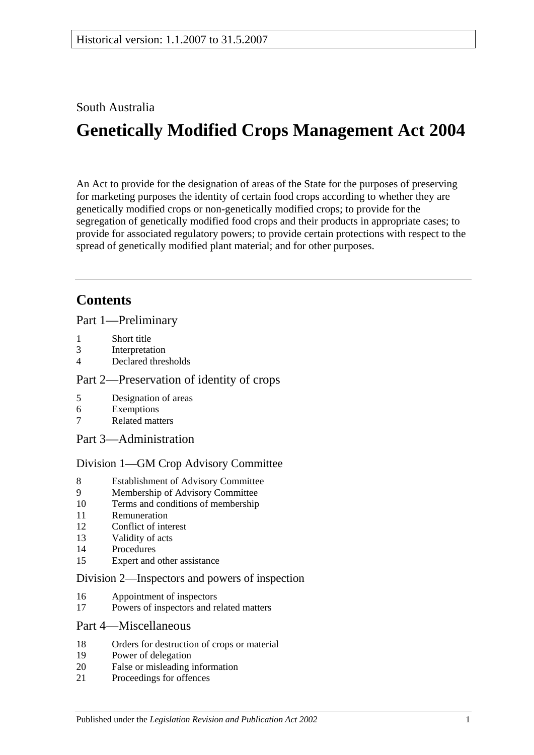Historical version: 1.1.2007 to 31.5.2007

South Australia

# Genetically Modified Crops Management Act 2004

An Act to provide for the designation of areas of the State for the purposes of preserving for marketing purposes the identity of certain food crops according to whether they are genetically modified crops or non-genetically modified crops; to provide for the segregation of genetically modified food crops and their products in appropriate cases; to provide for associated regulatory powers; to provide certain protections with respect to the spread of genetically modified plant material; and for other purposes.

## Contents

Part 1—Preliminary

1 Short title
3 Interpretation
4 Declared thresholds

Part 2—Preservation of identity of crops

5 Designation of areas
6 Exemptions
7 Related matters

Part 3—Administration

Division 1—GM Crop Advisory Committee

8 Establishment of Advisory Committee
9 Membership of Advisory Committee
10 Terms and conditions of membership
11 Remuneration
12 Conflict of interest
13 Validity of acts
14 Procedures
15 Expert and other assistance

Division 2—Inspectors and powers of inspection

16 Appointment of inspectors
17 Powers of inspectors and related matters

Part 4—Miscellaneous

18 Orders for destruction of crops or material
19 Power of delegation
20 False or misleading information
21 Proceedings for offences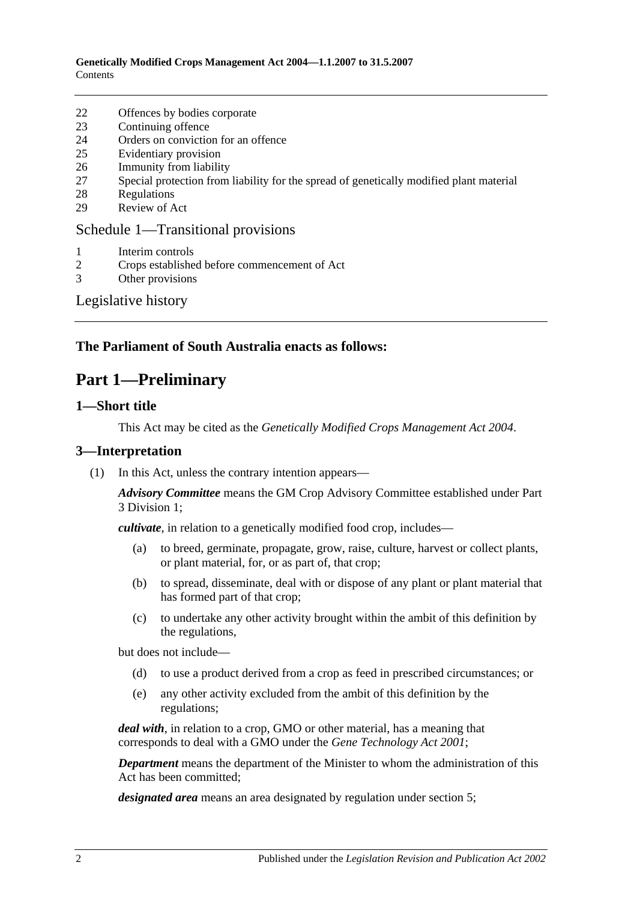22 Offences by bodies corporate
23 Continuing offence
24 Orders on conviction for an offence
25 Evidentiary provision
26 Immunity from liability
27 Special protection from liability for the spread of genetically modified plant material
28 Regulations
29 Review of Act

Schedule 1—Transitional provisions

1 Interim controls
2 Crops established before commencement of Act
3 Other provisions

Legislative history

**The Parliament of South Australia enacts as follows:**

# Part 1—Preliminary

## 1—Short title

This Act may be cited as the *Genetically Modified Crops Management Act 2004*.

## 3—Interpretation

(1) In this Act, unless the contrary intention appears—

***Advisory Committee*** means the GM Crop Advisory Committee established under Part 3 Division 1;

***cultivate***, in relation to a genetically modified food crop, includes—

(a) to breed, germinate, propagate, grow, raise, culture, harvest or collect plants, or plant material, for, or as part of, that crop;

(b) to spread, disseminate, deal with or dispose of any plant or plant material that has formed part of that crop;

(c) to undertake any other activity brought within the ambit of this definition by the regulations,

but does not include—

(d) to use a product derived from a crop as feed in prescribed circumstances; or

(e) any other activity excluded from the ambit of this definition by the regulations;

***deal with***, in relation to a crop, GMO or other material, has a meaning that corresponds to deal with a GMO under the *Gene Technology Act 2001*;

***Department*** means the department of the Minister to whom the administration of this Act has been committed;

***designated area*** means an area designated by regulation under section 5;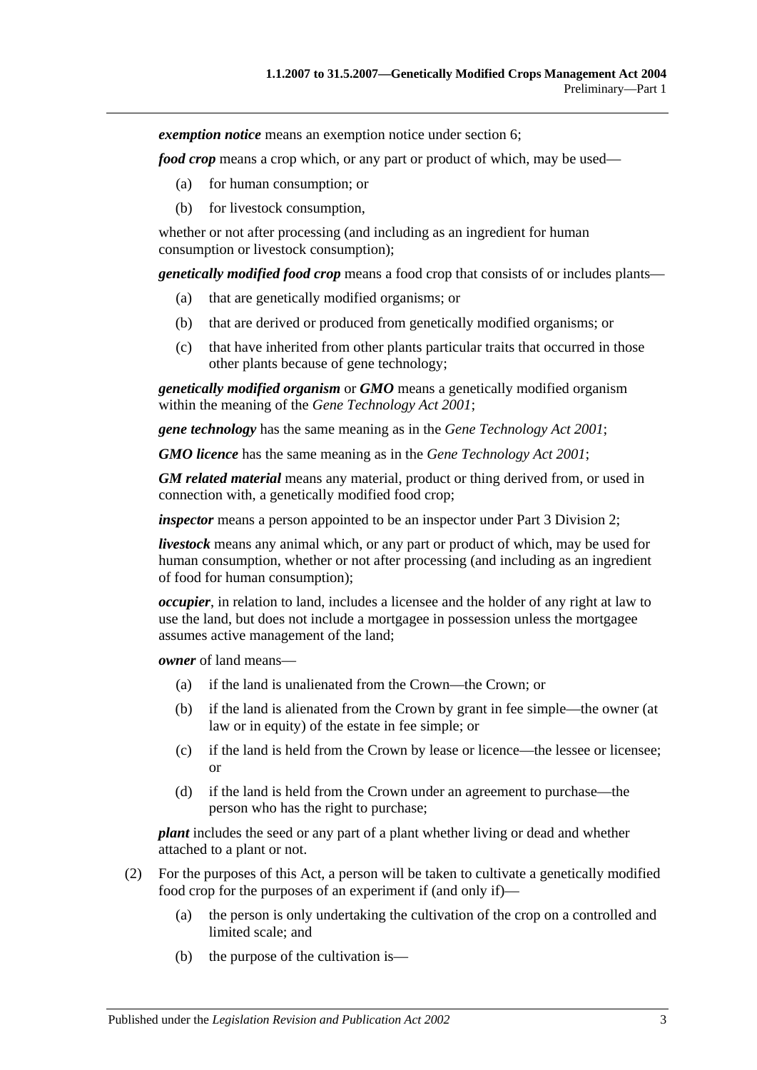***exemption notice*** means an exemption notice under section 6;

***food crop*** means a crop which, or any part or product of which, may be used—

(a) for human consumption; or

(b) for livestock consumption,

whether or not after processing (and including as an ingredient for human consumption or livestock consumption);

***genetically modified food crop*** means a food crop that consists of or includes plants—

(a) that are genetically modified organisms; or

(b) that are derived or produced from genetically modified organisms; or

(c) that have inherited from other plants particular traits that occurred in those other plants because of gene technology;

***genetically modified organism*** or ***GMO*** means a genetically modified organism within the meaning of the *Gene Technology Act 2001*;

***gene technology*** has the same meaning as in the *Gene Technology Act 2001*;

***GMO licence*** has the same meaning as in the *Gene Technology Act 2001*;

***GM related material*** means any material, product or thing derived from, or used in connection with, a genetically modified food crop;

***inspector*** means a person appointed to be an inspector under Part 3 Division 2;

***livestock*** means any animal which, or any part or product of which, may be used for human consumption, whether or not after processing (and including as an ingredient of food for human consumption);

***occupier***, in relation to land, includes a licensee and the holder of any right at law to use the land, but does not include a mortgagee in possession unless the mortgagee assumes active management of the land;

***owner*** of land means—

(a) if the land is unalienated from the Crown—the Crown; or

(b) if the land is alienated from the Crown by grant in fee simple—the owner (at law or in equity) of the estate in fee simple; or

(c) if the land is held from the Crown by lease or licence—the lessee or licensee; or

(d) if the land is held from the Crown under an agreement to purchase—the person who has the right to purchase;

***plant*** includes the seed or any part of a plant whether living or dead and whether attached to a plant or not.

(2) For the purposes of this Act, a person will be taken to cultivate a genetically modified food crop for the purposes of an experiment if (and only if)—

(a) the person is only undertaking the cultivation of the crop on a controlled and limited scale; and

(b) the purpose of the cultivation is—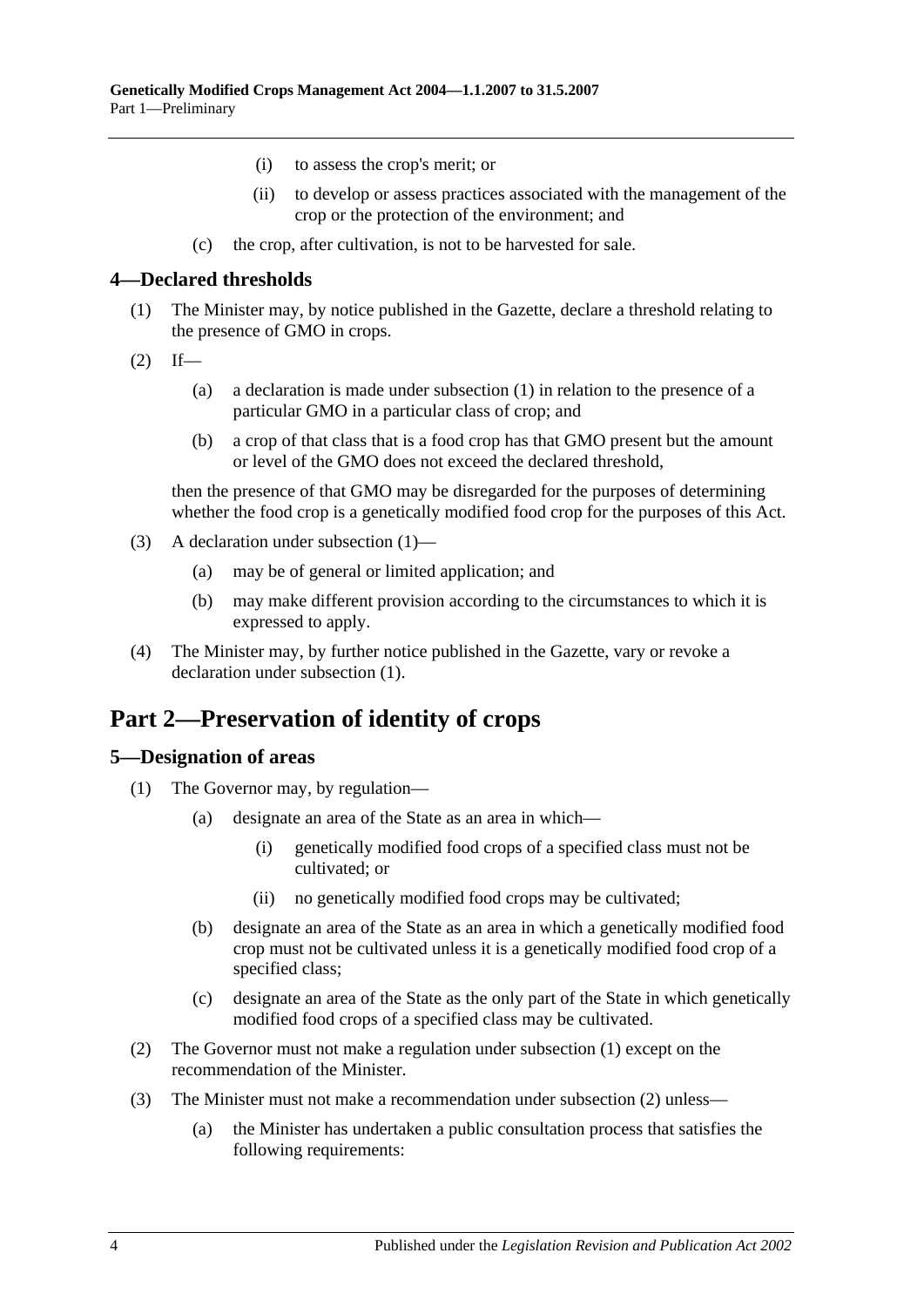(i) to assess the crop's merit; or

(ii) to develop or assess practices associated with the management of the crop or the protection of the environment; and

(c) the crop, after cultivation, is not to be harvested for sale.

### 4—Declared thresholds

(1) The Minister may, by notice published in the Gazette, declare a threshold relating to the presence of GMO in crops.

(2) If—

(a) a declaration is made under subsection (1) in relation to the presence of a particular GMO in a particular class of crop; and

(b) a crop of that class that is a food crop has that GMO present but the amount or level of the GMO does not exceed the declared threshold,

then the presence of that GMO may be disregarded for the purposes of determining whether the food crop is a genetically modified food crop for the purposes of this Act.

(3) A declaration under subsection (1)—

(a) may be of general or limited application; and

(b) may make different provision according to the circumstances to which it is expressed to apply.

(4) The Minister may, by further notice published in the Gazette, vary or revoke a declaration under subsection (1).

## Part 2—Preservation of identity of crops

### 5—Designation of areas

(1) The Governor may, by regulation—

(a) designate an area of the State as an area in which—

(i) genetically modified food crops of a specified class must not be cultivated; or

(ii) no genetically modified food crops may be cultivated;

(b) designate an area of the State as an area in which a genetically modified food crop must not be cultivated unless it is a genetically modified food crop of a specified class;

(c) designate an area of the State as the only part of the State in which genetically modified food crops of a specified class may be cultivated.

(2) The Governor must not make a regulation under subsection (1) except on the recommendation of the Minister.

(3) The Minister must not make a recommendation under subsection (2) unless—

(a) the Minister has undertaken a public consultation process that satisfies the following requirements: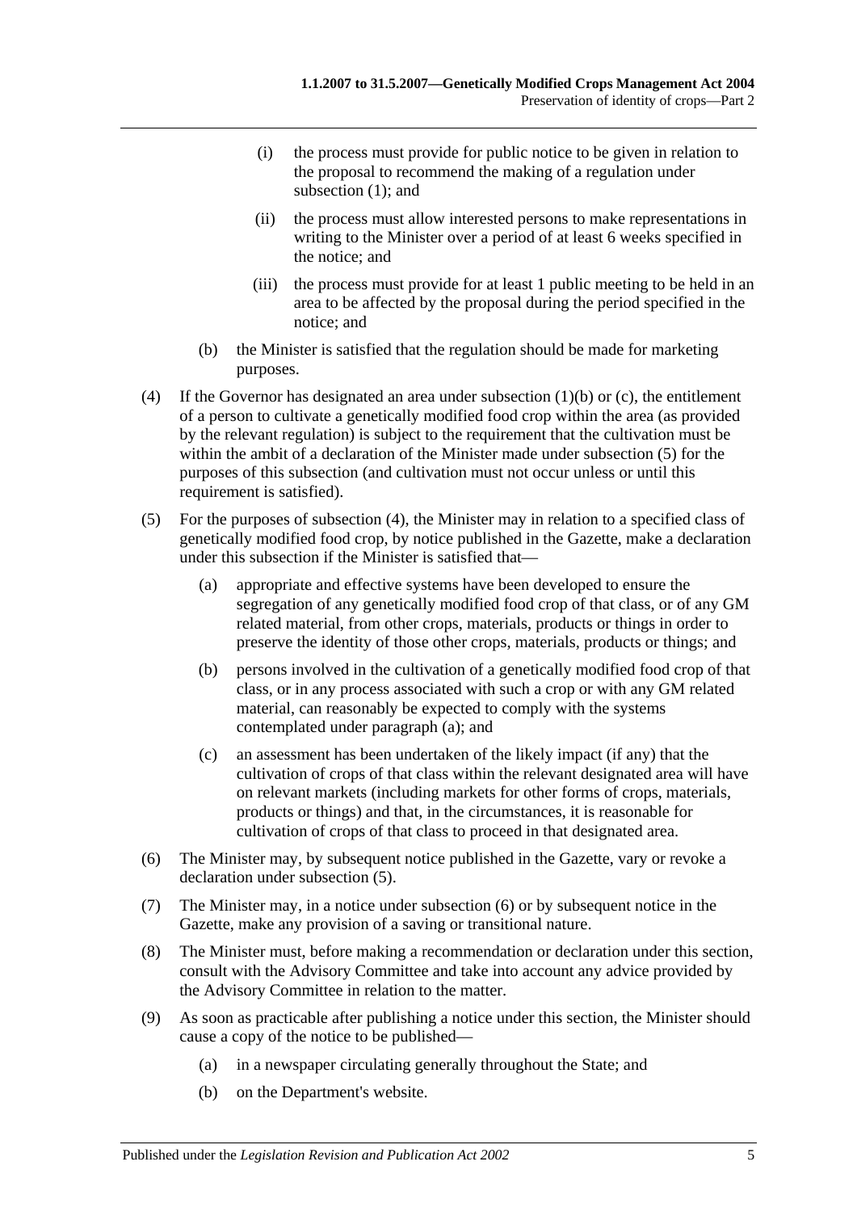(i) the process must provide for public notice to be given in relation to the proposal to recommend the making of a regulation under subsection (1); and

(ii) the process must allow interested persons to make representations in writing to the Minister over a period of at least 6 weeks specified in the notice; and

(iii) the process must provide for at least 1 public meeting to be held in an area to be affected by the proposal during the period specified in the notice; and

(b) the Minister is satisfied that the regulation should be made for marketing purposes.

(4) If the Governor has designated an area under subsection (1)(b) or (c), the entitlement of a person to cultivate a genetically modified food crop within the area (as provided by the relevant regulation) is subject to the requirement that the cultivation must be within the ambit of a declaration of the Minister made under subsection (5) for the purposes of this subsection (and cultivation must not occur unless or until this requirement is satisfied).

(5) For the purposes of subsection (4), the Minister may in relation to a specified class of genetically modified food crop, by notice published in the Gazette, make a declaration under this subsection if the Minister is satisfied that—

(a) appropriate and effective systems have been developed to ensure the segregation of any genetically modified food crop of that class, or of any GM related material, from other crops, materials, products or things in order to preserve the identity of those other crops, materials, products or things; and

(b) persons involved in the cultivation of a genetically modified food crop of that class, or in any process associated with such a crop or with any GM related material, can reasonably be expected to comply with the systems contemplated under paragraph (a); and

(c) an assessment has been undertaken of the likely impact (if any) that the cultivation of crops of that class within the relevant designated area will have on relevant markets (including markets for other forms of crops, materials, products or things) and that, in the circumstances, it is reasonable for cultivation of crops of that class to proceed in that designated area.

(6) The Minister may, by subsequent notice published in the Gazette, vary or revoke a declaration under subsection (5).

(7) The Minister may, in a notice under subsection (6) or by subsequent notice in the Gazette, make any provision of a saving or transitional nature.

(8) The Minister must, before making a recommendation or declaration under this section, consult with the Advisory Committee and take into account any advice provided by the Advisory Committee in relation to the matter.

(9) As soon as practicable after publishing a notice under this section, the Minister should cause a copy of the notice to be published—

(a) in a newspaper circulating generally throughout the State; and

(b) on the Department's website.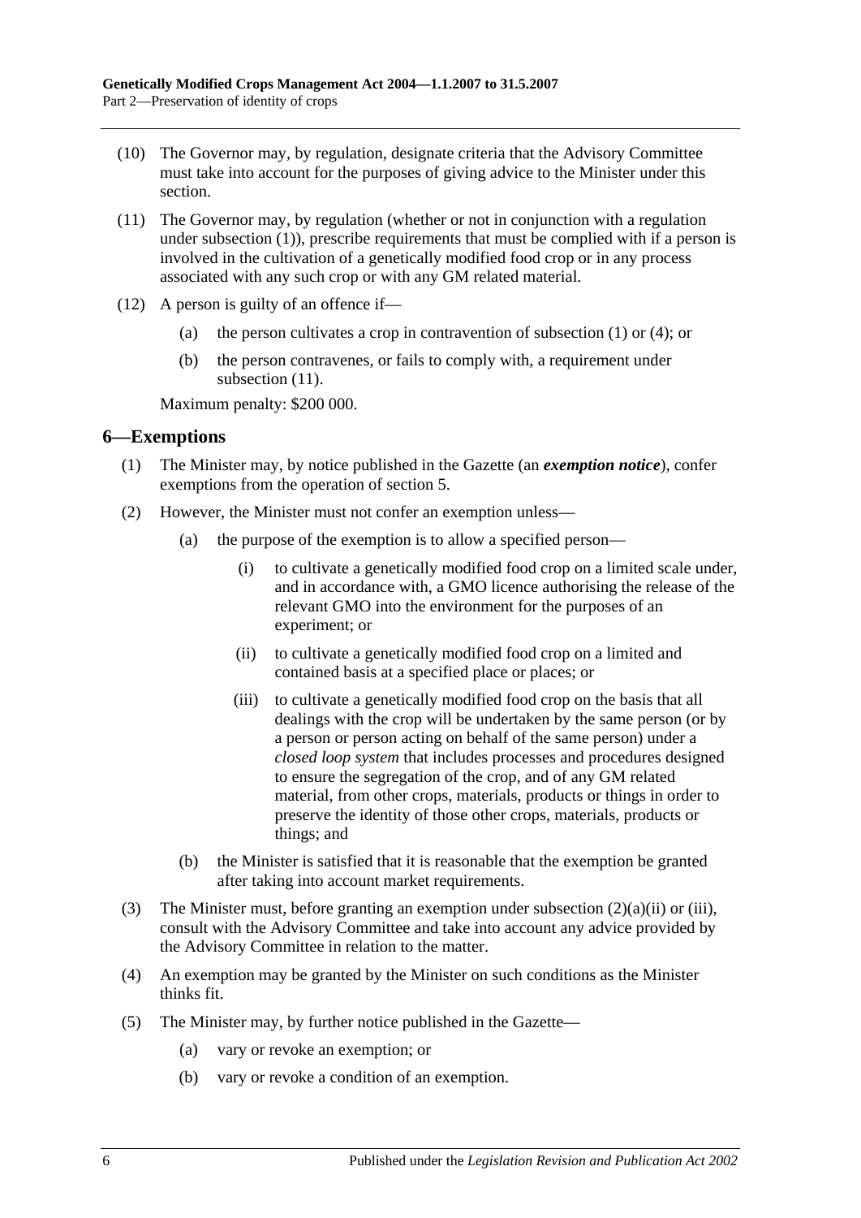(10) The Governor may, by regulation, designate criteria that the Advisory Committee must take into account for the purposes of giving advice to the Minister under this section.

(11) The Governor may, by regulation (whether or not in conjunction with a regulation under subsection (1)), prescribe requirements that must be complied with if a person is involved in the cultivation of a genetically modified food crop or in any process associated with any such crop or with any GM related material.

(12) A person is guilty of an offence if—

(a) the person cultivates a crop in contravention of subsection (1) or (4); or

(b) the person contravenes, or fails to comply with, a requirement under subsection (11).

Maximum penalty: $200 000.

## 6—Exemptions

(1) The Minister may, by notice published in the Gazette (an ***exemption notice***), confer exemptions from the operation of section 5.

(2) However, the Minister must not confer an exemption unless—

(a) the purpose of the exemption is to allow a specified person—

(i) to cultivate a genetically modified food crop on a limited scale under, and in accordance with, a GMO licence authorising the release of the relevant GMO into the environment for the purposes of an experiment; or

(ii) to cultivate a genetically modified food crop on a limited and contained basis at a specified place or places; or

(iii) to cultivate a genetically modified food crop on the basis that all dealings with the crop will be undertaken by the same person (or by a person or person acting on behalf of the same person) under a *closed loop system* that includes processes and procedures designed to ensure the segregation of the crop, and of any GM related material, from other crops, materials, products or things in order to preserve the identity of those other crops, materials, products or things; and

(b) the Minister is satisfied that it is reasonable that the exemption be granted after taking into account market requirements.

(3) The Minister must, before granting an exemption under subsection (2)(a)(ii) or (iii), consult with the Advisory Committee and take into account any advice provided by the Advisory Committee in relation to the matter.

(4) An exemption may be granted by the Minister on such conditions as the Minister thinks fit.

(5) The Minister may, by further notice published in the Gazette—

(a) vary or revoke an exemption; or

(b) vary or revoke a condition of an exemption.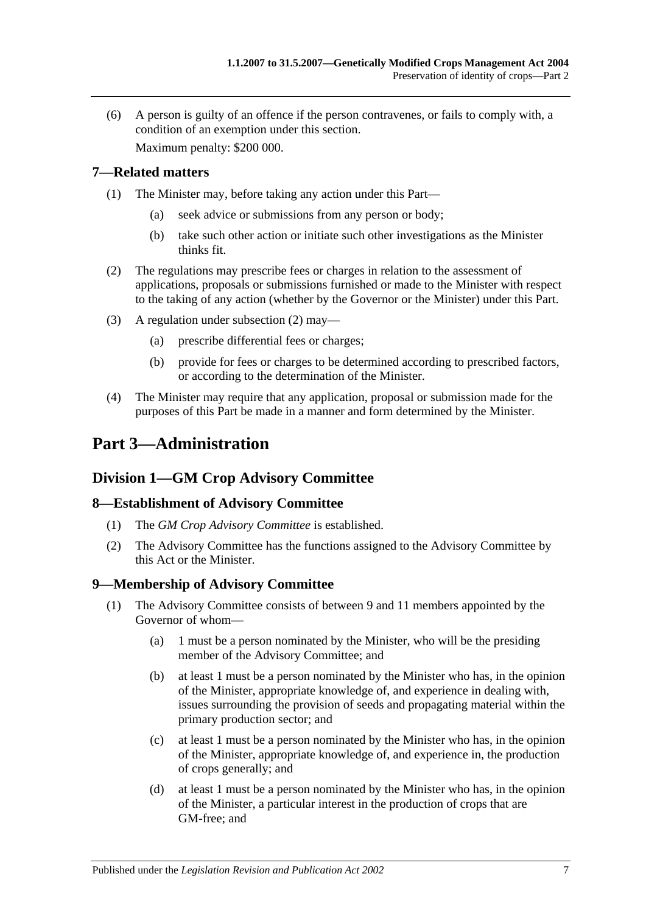(6) A person is guilty of an offence if the person contravenes, or fails to comply with, a condition of an exemption under this section.

Maximum penalty: $200 000.

### 7—Related matters

(1) The Minister may, before taking any action under this Part—

(a) seek advice or submissions from any person or body;

(b) take such other action or initiate such other investigations as the Minister thinks fit.

(2) The regulations may prescribe fees or charges in relation to the assessment of applications, proposals or submissions furnished or made to the Minister with respect to the taking of any action (whether by the Governor or the Minister) under this Part.

(3) A regulation under subsection (2) may—

(a) prescribe differential fees or charges;

(b) provide for fees or charges to be determined according to prescribed factors, or according to the determination of the Minister.

(4) The Minister may require that any application, proposal or submission made for the purposes of this Part be made in a manner and form determined by the Minister.

# Part 3—Administration

## Division 1—GM Crop Advisory Committee

### 8—Establishment of Advisory Committee

(1) The *GM Crop Advisory Committee* is established.

(2) The Advisory Committee has the functions assigned to the Advisory Committee by this Act or the Minister.

### 9—Membership of Advisory Committee

(1) The Advisory Committee consists of between 9 and 11 members appointed by the Governor of whom—

(a) 1 must be a person nominated by the Minister, who will be the presiding member of the Advisory Committee; and

(b) at least 1 must be a person nominated by the Minister who has, in the opinion of the Minister, appropriate knowledge of, and experience in dealing with, issues surrounding the provision of seeds and propagating material within the primary production sector; and

(c) at least 1 must be a person nominated by the Minister who has, in the opinion of the Minister, appropriate knowledge of, and experience in, the production of crops generally; and

(d) at least 1 must be a person nominated by the Minister who has, in the opinion of the Minister, a particular interest in the production of crops that are GM-free; and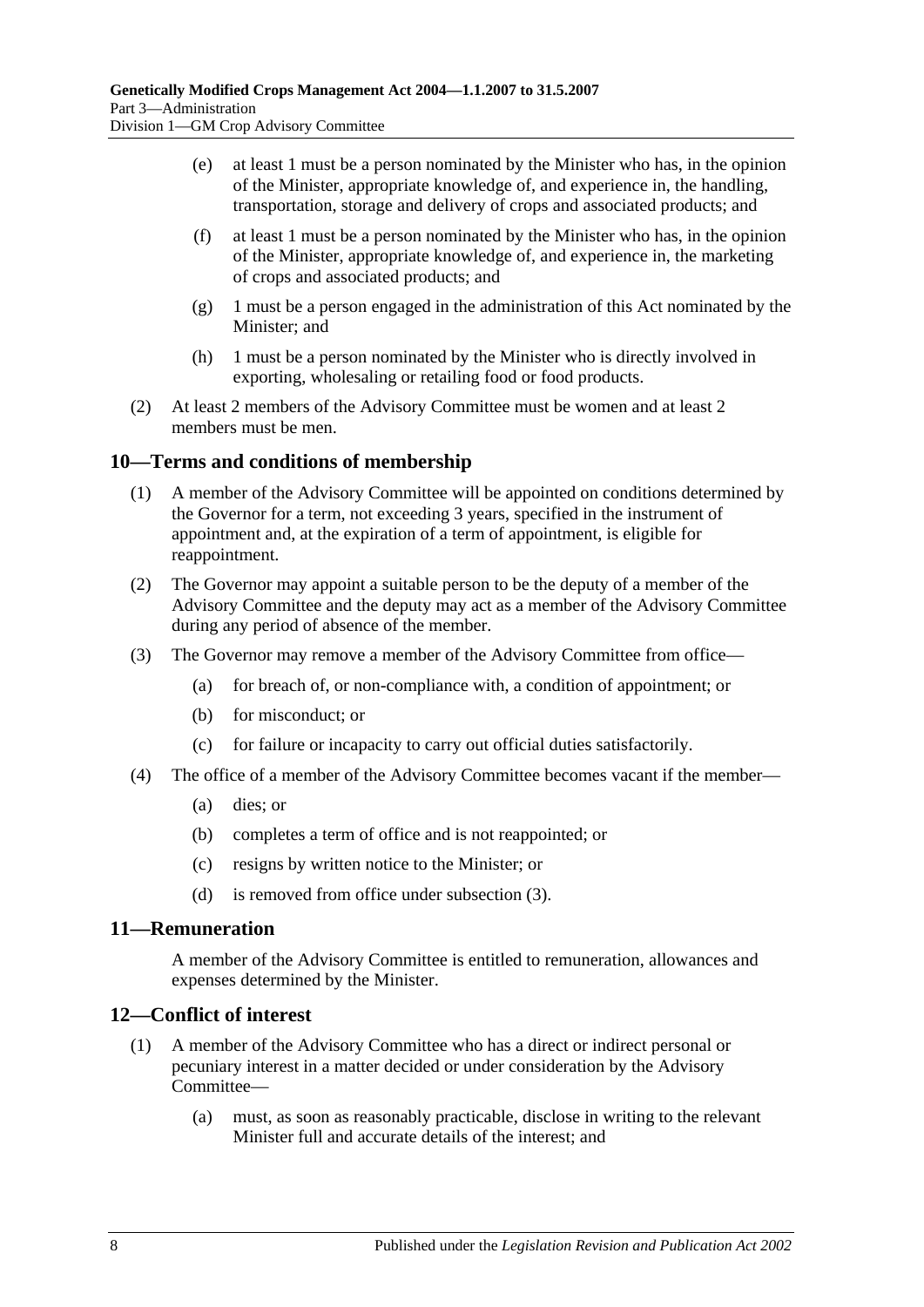(e) at least 1 must be a person nominated by the Minister who has, in the opinion of the Minister, appropriate knowledge of, and experience in, the handling, transportation, storage and delivery of crops and associated products; and

(f) at least 1 must be a person nominated by the Minister who has, in the opinion of the Minister, appropriate knowledge of, and experience in, the marketing of crops and associated products; and

(g) 1 must be a person engaged in the administration of this Act nominated by the Minister; and

(h) 1 must be a person nominated by the Minister who is directly involved in exporting, wholesaling or retailing food or food products.

(2) At least 2 members of the Advisory Committee must be women and at least 2 members must be men.

## 10—Terms and conditions of membership

(1) A member of the Advisory Committee will be appointed on conditions determined by the Governor for a term, not exceeding 3 years, specified in the instrument of appointment and, at the expiration of a term of appointment, is eligible for reappointment.

(2) The Governor may appoint a suitable person to be the deputy of a member of the Advisory Committee and the deputy may act as a member of the Advisory Committee during any period of absence of the member.

(3) The Governor may remove a member of the Advisory Committee from office—

(a) for breach of, or non-compliance with, a condition of appointment; or

(b) for misconduct; or

(c) for failure or incapacity to carry out official duties satisfactorily.

(4) The office of a member of the Advisory Committee becomes vacant if the member—

(a) dies; or

(b) completes a term of office and is not reappointed; or

(c) resigns by written notice to the Minister; or

(d) is removed from office under subsection (3).

## 11—Remuneration

A member of the Advisory Committee is entitled to remuneration, allowances and expenses determined by the Minister.

## 12—Conflict of interest

(1) A member of the Advisory Committee who has a direct or indirect personal or pecuniary interest in a matter decided or under consideration by the Advisory Committee—

(a) must, as soon as reasonably practicable, disclose in writing to the relevant Minister full and accurate details of the interest; and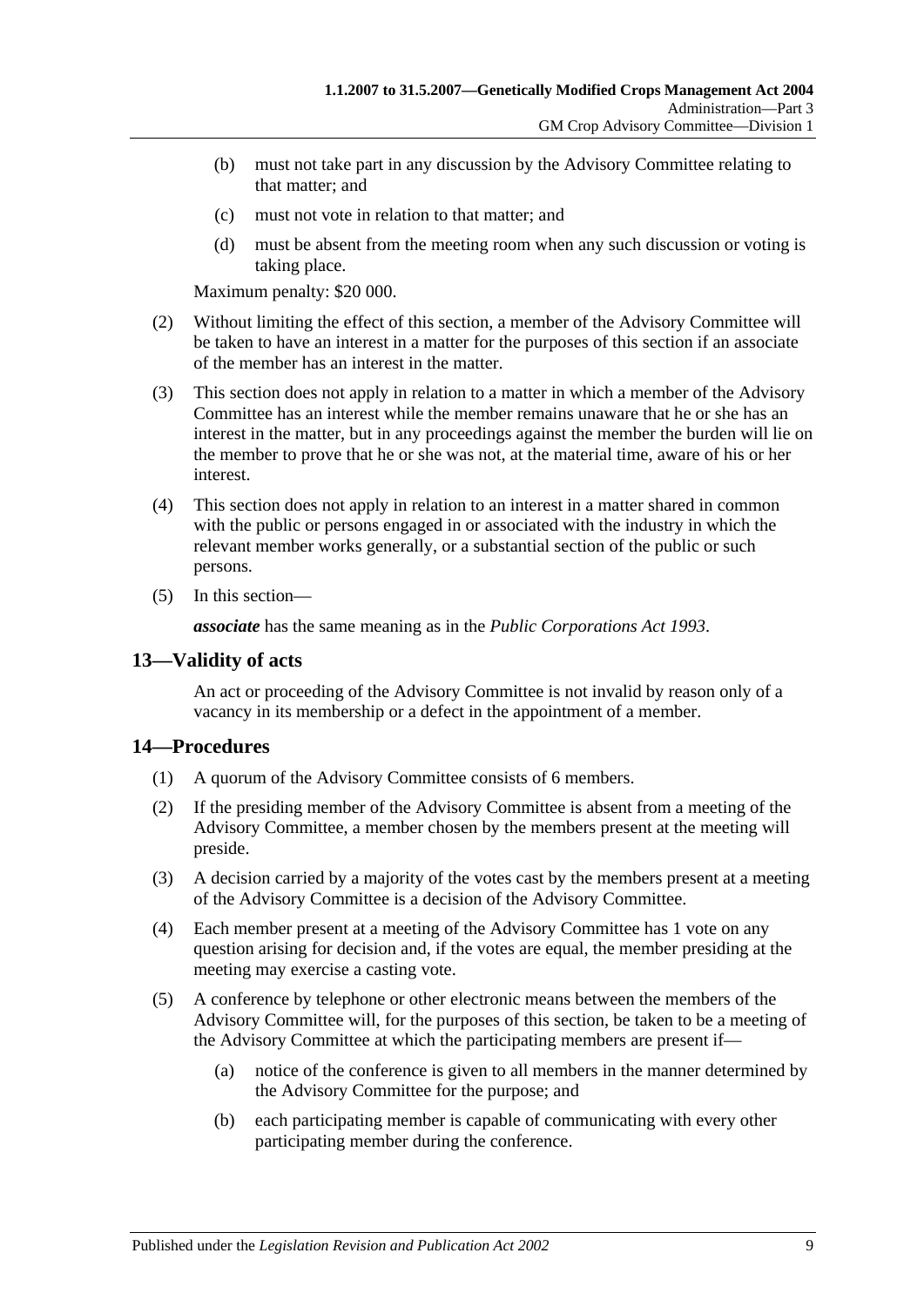(b) must not take part in any discussion by the Advisory Committee relating to that matter; and

(c) must not vote in relation to that matter; and

(d) must be absent from the meeting room when any such discussion or voting is taking place.

Maximum penalty: $20 000.

(2) Without limiting the effect of this section, a member of the Advisory Committee will be taken to have an interest in a matter for the purposes of this section if an associate of the member has an interest in the matter.

(3) This section does not apply in relation to a matter in which a member of the Advisory Committee has an interest while the member remains unaware that he or she has an interest in the matter, but in any proceedings against the member the burden will lie on the member to prove that he or she was not, at the material time, aware of his or her interest.

(4) This section does not apply in relation to an interest in a matter shared in common with the public or persons engaged in or associated with the industry in which the relevant member works generally, or a substantial section of the public or such persons.

(5) In this section—

***associate*** has the same meaning as in the *Public Corporations Act 1993*.

## 13—Validity of acts

An act or proceeding of the Advisory Committee is not invalid by reason only of a vacancy in its membership or a defect in the appointment of a member.

## 14—Procedures

(1) A quorum of the Advisory Committee consists of 6 members.

(2) If the presiding member of the Advisory Committee is absent from a meeting of the Advisory Committee, a member chosen by the members present at the meeting will preside.

(3) A decision carried by a majority of the votes cast by the members present at a meeting of the Advisory Committee is a decision of the Advisory Committee.

(4) Each member present at a meeting of the Advisory Committee has 1 vote on any question arising for decision and, if the votes are equal, the member presiding at the meeting may exercise a casting vote.

(5) A conference by telephone or other electronic means between the members of the Advisory Committee will, for the purposes of this section, be taken to be a meeting of the Advisory Committee at which the participating members are present if—

(a) notice of the conference is given to all members in the manner determined by the Advisory Committee for the purpose; and

(b) each participating member is capable of communicating with every other participating member during the conference.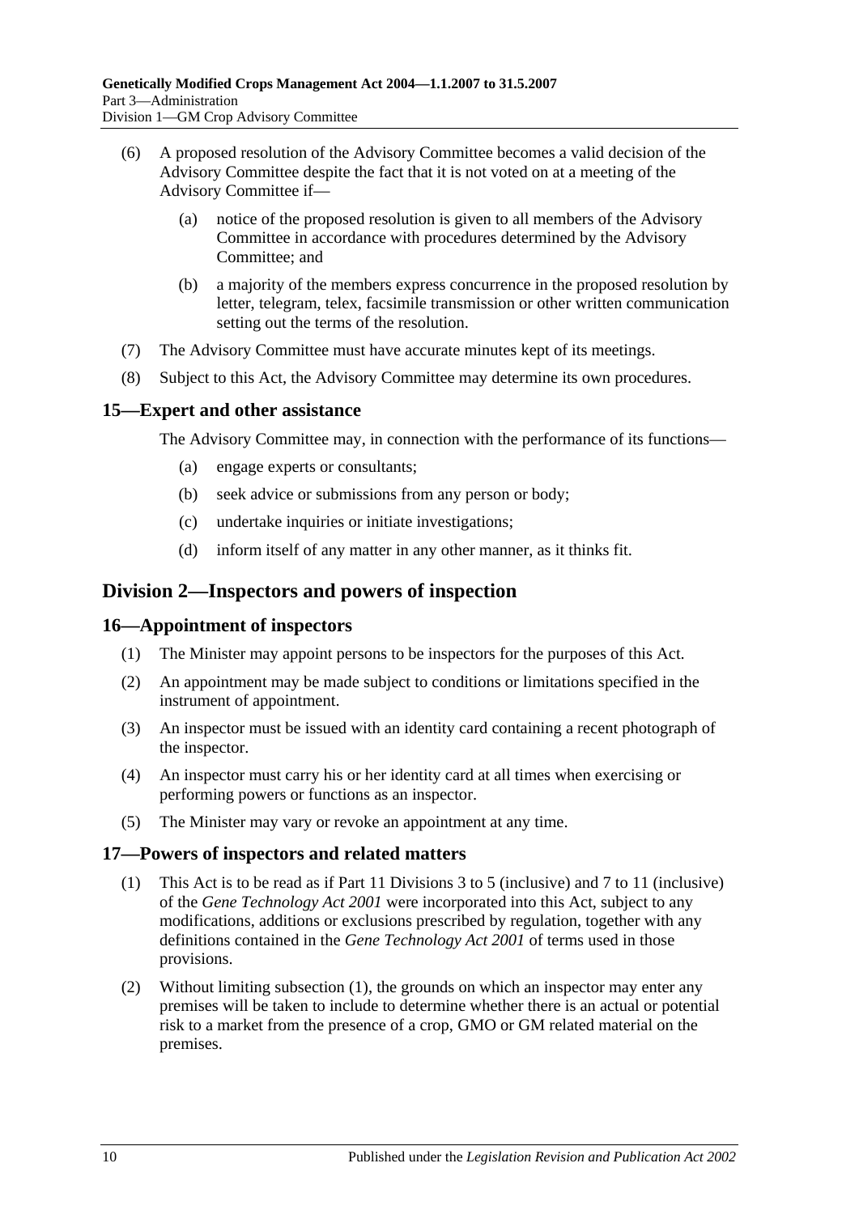(6) A proposed resolution of the Advisory Committee becomes a valid decision of the Advisory Committee despite the fact that it is not voted on at a meeting of the Advisory Committee if—

(a) notice of the proposed resolution is given to all members of the Advisory Committee in accordance with procedures determined by the Advisory Committee; and

(b) a majority of the members express concurrence in the proposed resolution by letter, telegram, telex, facsimile transmission or other written communication setting out the terms of the resolution.

(7) The Advisory Committee must have accurate minutes kept of its meetings.

(8) Subject to this Act, the Advisory Committee may determine its own procedures.

### 15—Expert and other assistance

The Advisory Committee may, in connection with the performance of its functions—

(a) engage experts or consultants;

(b) seek advice or submissions from any person or body;

(c) undertake inquiries or initiate investigations;

(d) inform itself of any matter in any other manner, as it thinks fit.

## Division 2—Inspectors and powers of inspection

### 16—Appointment of inspectors

(1) The Minister may appoint persons to be inspectors for the purposes of this Act.

(2) An appointment may be made subject to conditions or limitations specified in the instrument of appointment.

(3) An inspector must be issued with an identity card containing a recent photograph of the inspector.

(4) An inspector must carry his or her identity card at all times when exercising or performing powers or functions as an inspector.

(5) The Minister may vary or revoke an appointment at any time.

### 17—Powers of inspectors and related matters

(1) This Act is to be read as if Part 11 Divisions 3 to 5 (inclusive) and 7 to 11 (inclusive) of the *Gene Technology Act 2001* were incorporated into this Act, subject to any modifications, additions or exclusions prescribed by regulation, together with any definitions contained in the *Gene Technology Act 2001* of terms used in those provisions.

(2) Without limiting subsection (1), the grounds on which an inspector may enter any premises will be taken to include to determine whether there is an actual or potential risk to a market from the presence of a crop, GMO or GM related material on the premises.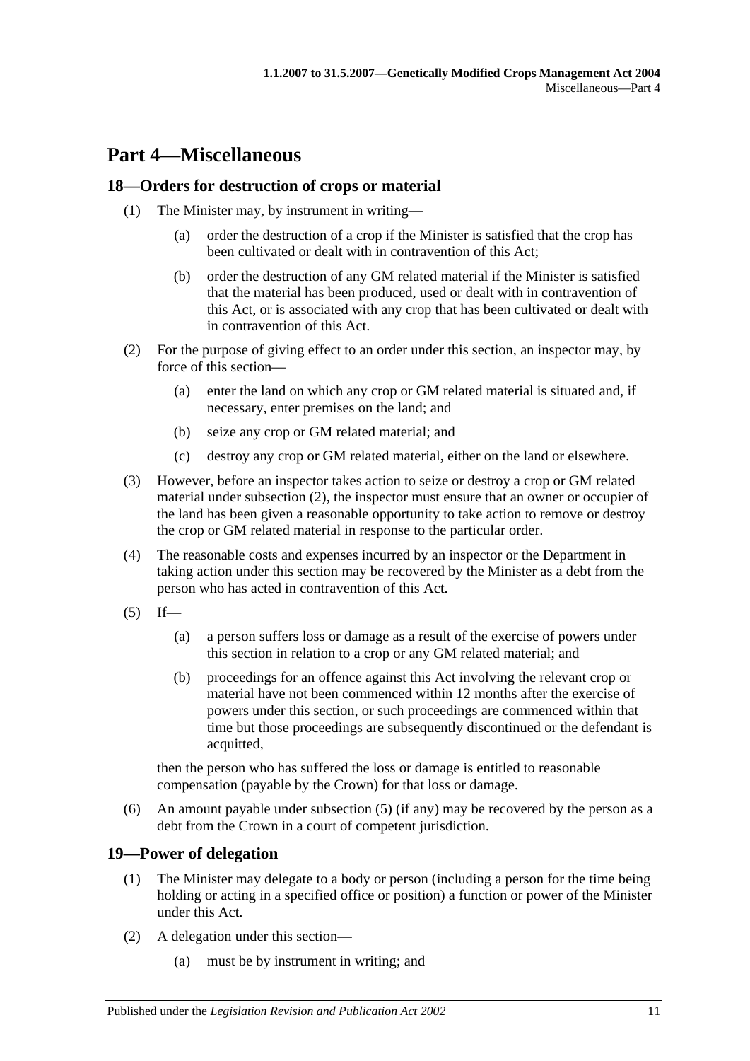# Part 4—Miscellaneous

## 18—Orders for destruction of crops or material

(1) The Minister may, by instrument in writing—

(a) order the destruction of a crop if the Minister is satisfied that the crop has been cultivated or dealt with in contravention of this Act;

(b) order the destruction of any GM related material if the Minister is satisfied that the material has been produced, used or dealt with in contravention of this Act, or is associated with any crop that has been cultivated or dealt with in contravention of this Act.

(2) For the purpose of giving effect to an order under this section, an inspector may, by force of this section—

(a) enter the land on which any crop or GM related material is situated and, if necessary, enter premises on the land; and

(b) seize any crop or GM related material; and

(c) destroy any crop or GM related material, either on the land or elsewhere.

(3) However, before an inspector takes action to seize or destroy a crop or GM related material under subsection (2), the inspector must ensure that an owner or occupier of the land has been given a reasonable opportunity to take action to remove or destroy the crop or GM related material in response to the particular order.

(4) The reasonable costs and expenses incurred by an inspector or the Department in taking action under this section may be recovered by the Minister as a debt from the person who has acted in contravention of this Act.

(5) If—

(a) a person suffers loss or damage as a result of the exercise of powers under this section in relation to a crop or any GM related material; and

(b) proceedings for an offence against this Act involving the relevant crop or material have not been commenced within 12 months after the exercise of powers under this section, or such proceedings are commenced within that time but those proceedings are subsequently discontinued or the defendant is acquitted,

then the person who has suffered the loss or damage is entitled to reasonable compensation (payable by the Crown) for that loss or damage.

(6) An amount payable under subsection (5) (if any) may be recovered by the person as a debt from the Crown in a court of competent jurisdiction.

## 19—Power of delegation

(1) The Minister may delegate to a body or person (including a person for the time being holding or acting in a specified office or position) a function or power of the Minister under this Act.

(2) A delegation under this section—

(a) must be by instrument in writing; and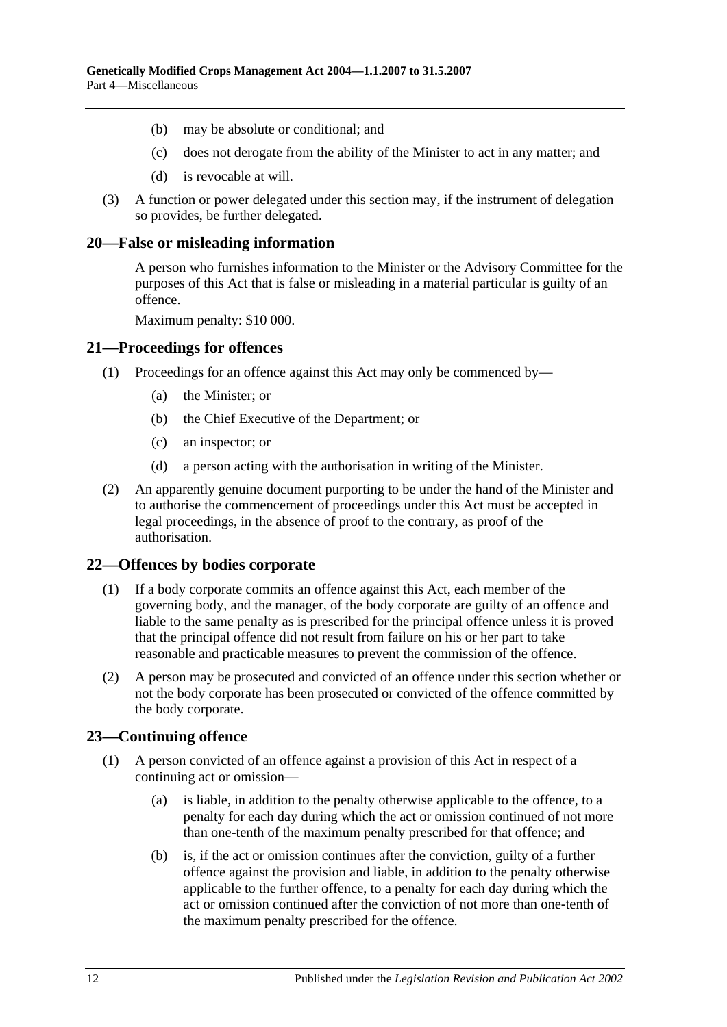(b) may be absolute or conditional; and

(c) does not derogate from the ability of the Minister to act in any matter; and

(d) is revocable at will.

(3) A function or power delegated under this section may, if the instrument of delegation so provides, be further delegated.

## 20—False or misleading information

A person who furnishes information to the Minister or the Advisory Committee for the purposes of this Act that is false or misleading in a material particular is guilty of an offence.

Maximum penalty: $10 000.

## 21—Proceedings for offences

(1) Proceedings for an offence against this Act may only be commenced by—

(a) the Minister; or

(b) the Chief Executive of the Department; or

(c) an inspector; or

(d) a person acting with the authorisation in writing of the Minister.

(2) An apparently genuine document purporting to be under the hand of the Minister and to authorise the commencement of proceedings under this Act must be accepted in legal proceedings, in the absence of proof to the contrary, as proof of the authorisation.

## 22—Offences by bodies corporate

(1) If a body corporate commits an offence against this Act, each member of the governing body, and the manager, of the body corporate are guilty of an offence and liable to the same penalty as is prescribed for the principal offence unless it is proved that the principal offence did not result from failure on his or her part to take reasonable and practicable measures to prevent the commission of the offence.

(2) A person may be prosecuted and convicted of an offence under this section whether or not the body corporate has been prosecuted or convicted of the offence committed by the body corporate.

## 23—Continuing offence

(1) A person convicted of an offence against a provision of this Act in respect of a continuing act or omission—

(a) is liable, in addition to the penalty otherwise applicable to the offence, to a penalty for each day during which the act or omission continued of not more than one-tenth of the maximum penalty prescribed for that offence; and

(b) is, if the act or omission continues after the conviction, guilty of a further offence against the provision and liable, in addition to the penalty otherwise applicable to the further offence, to a penalty for each day during which the act or omission continued after the conviction of not more than one-tenth of the maximum penalty prescribed for the offence.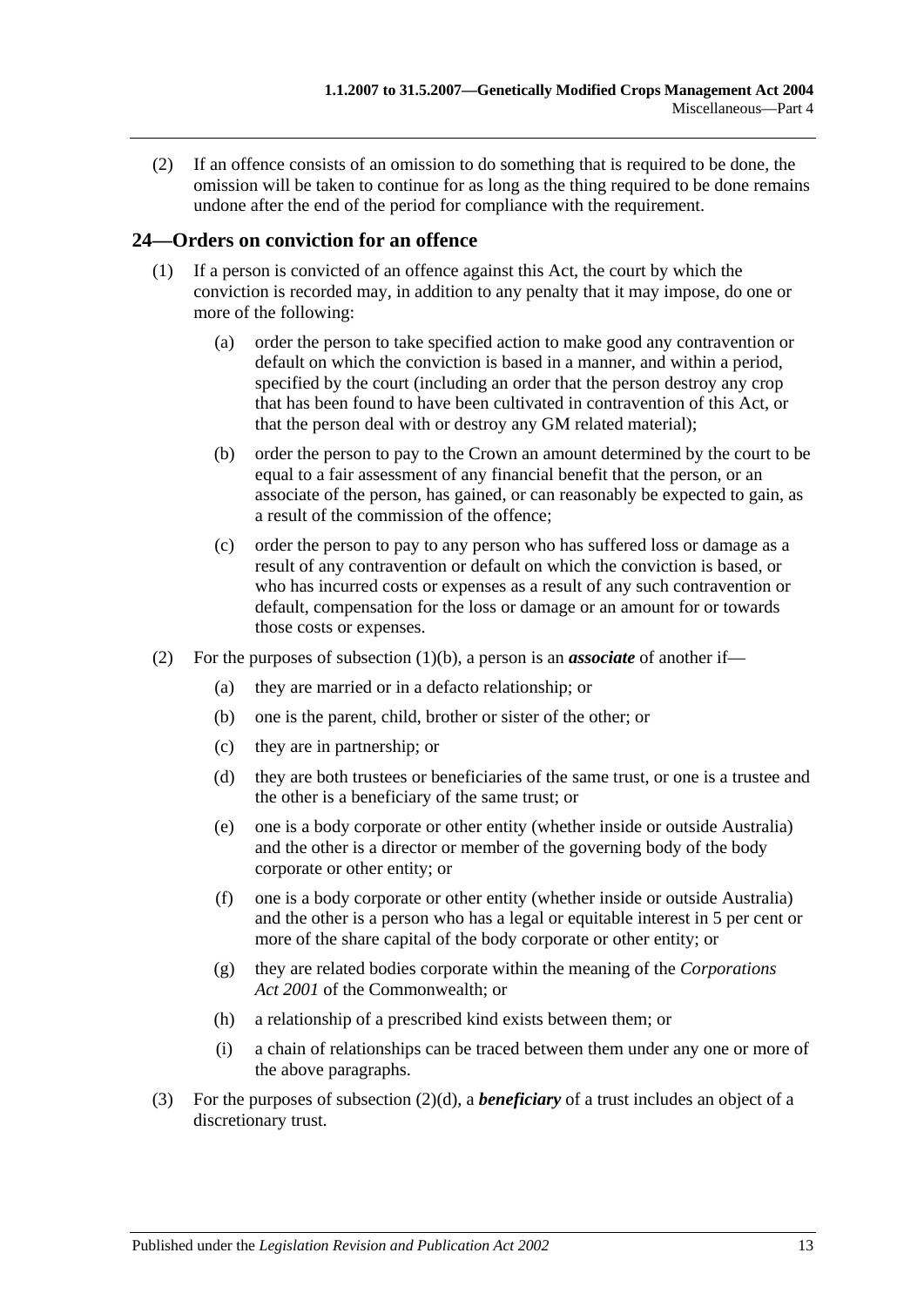(2) If an offence consists of an omission to do something that is required to be done, the omission will be taken to continue for as long as the thing required to be done remains undone after the end of the period for compliance with the requirement.

## 24—Orders on conviction for an offence

(1) If a person is convicted of an offence against this Act, the court by which the conviction is recorded may, in addition to any penalty that it may impose, do one or more of the following:

(a) order the person to take specified action to make good any contravention or default on which the conviction is based in a manner, and within a period, specified by the court (including an order that the person destroy any crop that has been found to have been cultivated in contravention of this Act, or that the person deal with or destroy any GM related material);

(b) order the person to pay to the Crown an amount determined by the court to be equal to a fair assessment of any financial benefit that the person, or an associate of the person, has gained, or can reasonably be expected to gain, as a result of the commission of the offence;

(c) order the person to pay to any person who has suffered loss or damage as a result of any contravention or default on which the conviction is based, or who has incurred costs or expenses as a result of any such contravention or default, compensation for the loss or damage or an amount for or towards those costs or expenses.

(2) For the purposes of subsection (1)(b), a person is an ***associate*** of another if—

(a) they are married or in a defacto relationship; or

(b) one is the parent, child, brother or sister of the other; or

(c) they are in partnership; or

(d) they are both trustees or beneficiaries of the same trust, or one is a trustee and the other is a beneficiary of the same trust; or

(e) one is a body corporate or other entity (whether inside or outside Australia) and the other is a director or member of the governing body of the body corporate or other entity; or

(f) one is a body corporate or other entity (whether inside or outside Australia) and the other is a person who has a legal or equitable interest in 5 per cent or more of the share capital of the body corporate or other entity; or

(g) they are related bodies corporate within the meaning of the *Corporations Act 2001* of the Commonwealth; or

(h) a relationship of a prescribed kind exists between them; or

(i) a chain of relationships can be traced between them under any one or more of the above paragraphs.

(3) For the purposes of subsection (2)(d), a ***beneficiary*** of a trust includes an object of a discretionary trust.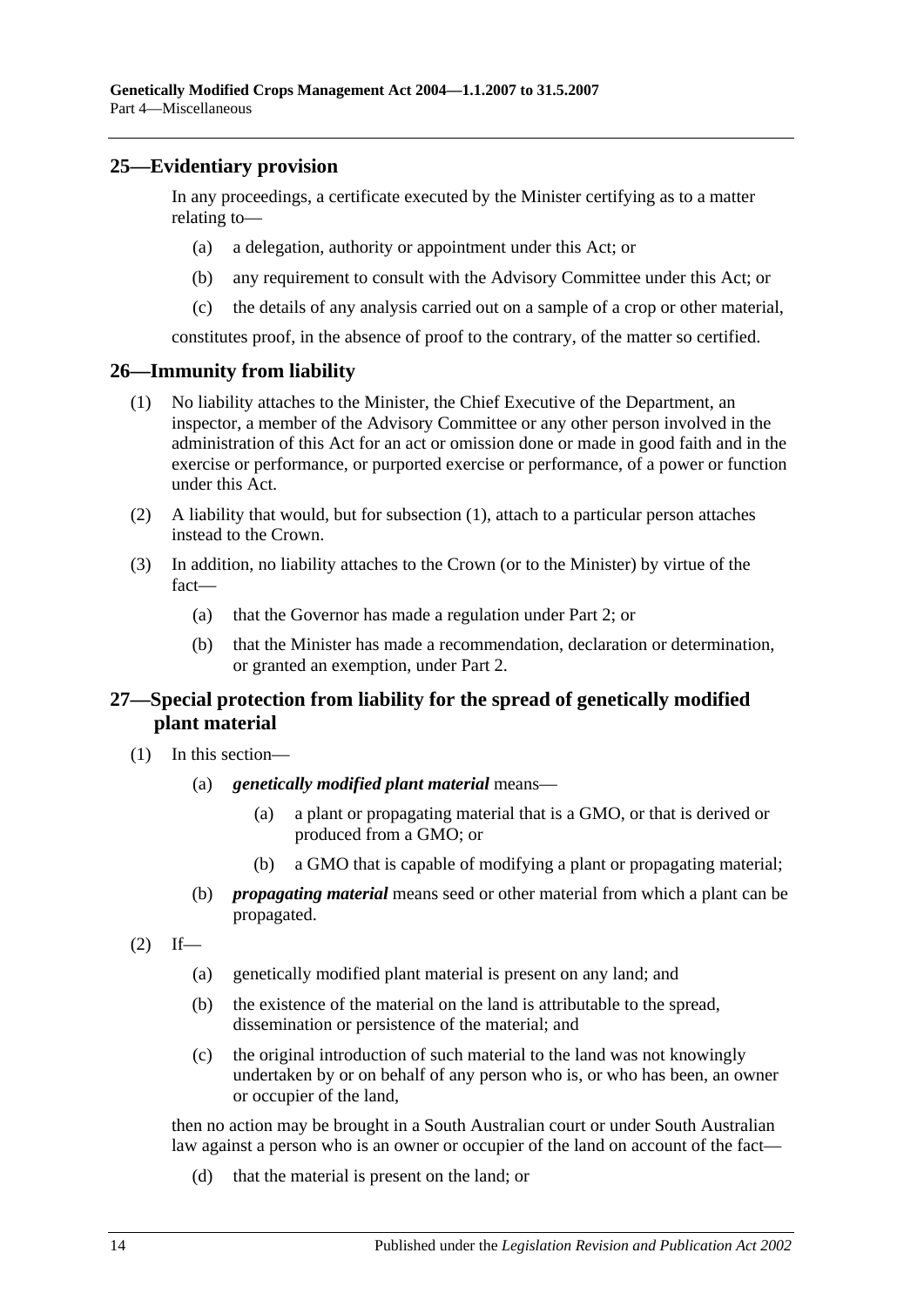## 25—Evidentiary provision

In any proceedings, a certificate executed by the Minister certifying as to a matter relating to—

- (a) a delegation, authority or appointment under this Act; or
- (b) any requirement to consult with the Advisory Committee under this Act; or
- (c) the details of any analysis carried out on a sample of a crop or other material,

constitutes proof, in the absence of proof to the contrary, of the matter so certified.

## 26—Immunity from liability

(1) No liability attaches to the Minister, the Chief Executive of the Department, an inspector, a member of the Advisory Committee or any other person involved in the administration of this Act for an act or omission done or made in good faith and in the exercise or performance, or purported exercise or performance, of a power or function under this Act.

(2) A liability that would, but for subsection (1), attach to a particular person attaches instead to the Crown.

(3) In addition, no liability attaches to the Crown (or to the Minister) by virtue of the fact—

- (a) that the Governor has made a regulation under Part 2; or
- (b) that the Minister has made a recommendation, declaration or determination, or granted an exemption, under Part 2.

## 27—Special protection from liability for the spread of genetically modified plant material

(1) In this section—

- (a) ***genetically modified plant material*** means—
  - (a) a plant or propagating material that is a GMO, or that is derived or produced from a GMO; or
  - (b) a GMO that is capable of modifying a plant or propagating material;
- (b) ***propagating material*** means seed or other material from which a plant can be propagated.

(2) If—

- (a) genetically modified plant material is present on any land; and
- (b) the existence of the material on the land is attributable to the spread, dissemination or persistence of the material; and
- (c) the original introduction of such material to the land was not knowingly undertaken by or on behalf of any person who is, or who has been, an owner or occupier of the land,

then no action may be brought in a South Australian court or under South Australian law against a person who is an owner or occupier of the land on account of the fact—

- (d) that the material is present on the land; or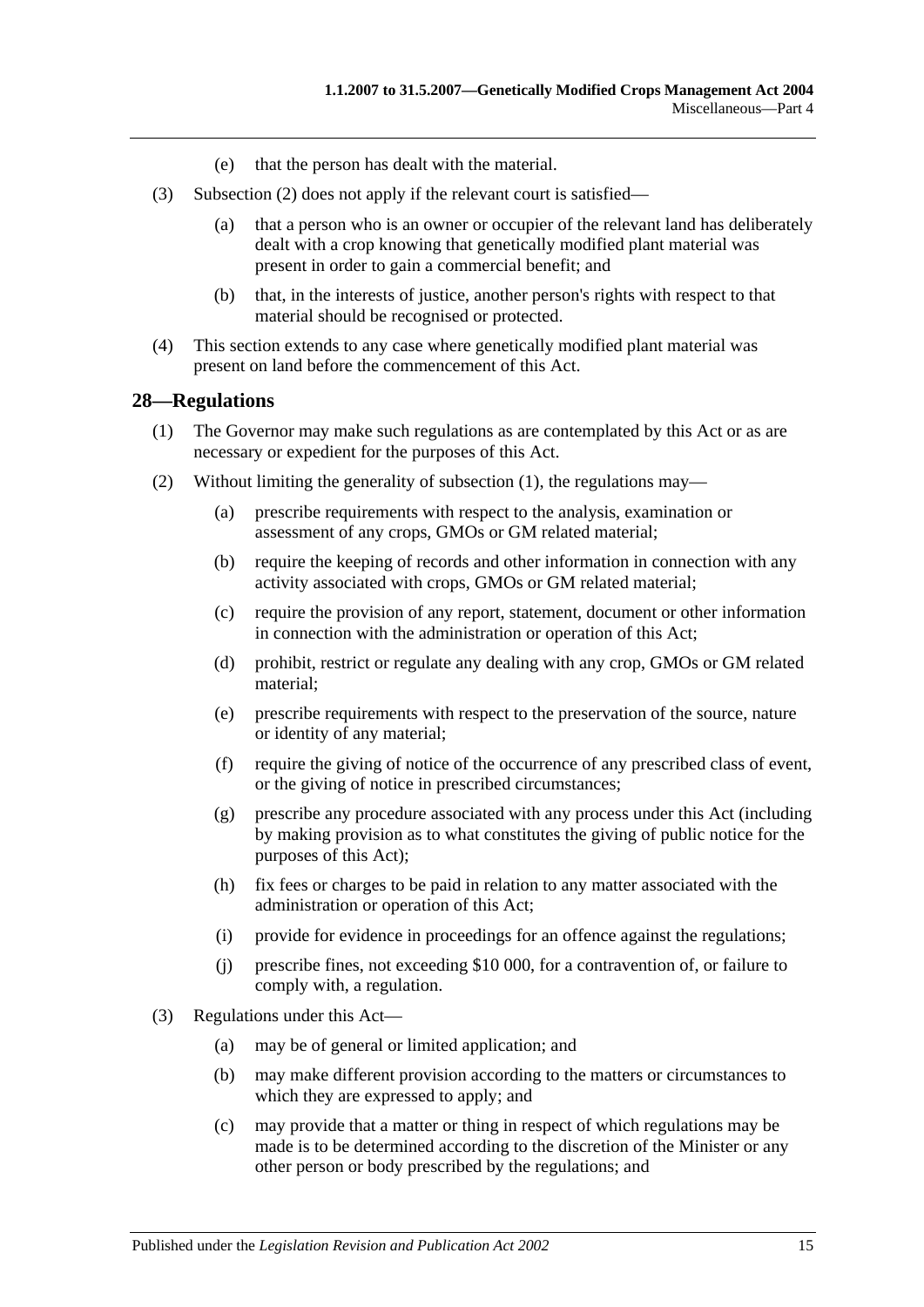(e) that the person has dealt with the material.

(3) Subsection (2) does not apply if the relevant court is satisfied—

(a) that a person who is an owner or occupier of the relevant land has deliberately dealt with a crop knowing that genetically modified plant material was present in order to gain a commercial benefit; and

(b) that, in the interests of justice, another person's rights with respect to that material should be recognised or protected.

(4) This section extends to any case where genetically modified plant material was present on land before the commencement of this Act.

## 28—Regulations

(1) The Governor may make such regulations as are contemplated by this Act or as are necessary or expedient for the purposes of this Act.

(2) Without limiting the generality of subsection (1), the regulations may—

(a) prescribe requirements with respect to the analysis, examination or assessment of any crops, GMOs or GM related material;

(b) require the keeping of records and other information in connection with any activity associated with crops, GMOs or GM related material;

(c) require the provision of any report, statement, document or other information in connection with the administration or operation of this Act;

(d) prohibit, restrict or regulate any dealing with any crop, GMOs or GM related material;

(e) prescribe requirements with respect to the preservation of the source, nature or identity of any material;

(f) require the giving of notice of the occurrence of any prescribed class of event, or the giving of notice in prescribed circumstances;

(g) prescribe any procedure associated with any process under this Act (including by making provision as to what constitutes the giving of public notice for the purposes of this Act);

(h) fix fees or charges to be paid in relation to any matter associated with the administration or operation of this Act;

(i) provide for evidence in proceedings for an offence against the regulations;

(j) prescribe fines, not exceeding $10 000, for a contravention of, or failure to comply with, a regulation.

(3) Regulations under this Act—

(a) may be of general or limited application; and

(b) may make different provision according to the matters or circumstances to which they are expressed to apply; and

(c) may provide that a matter or thing in respect of which regulations may be made is to be determined according to the discretion of the Minister or any other person or body prescribed by the regulations; and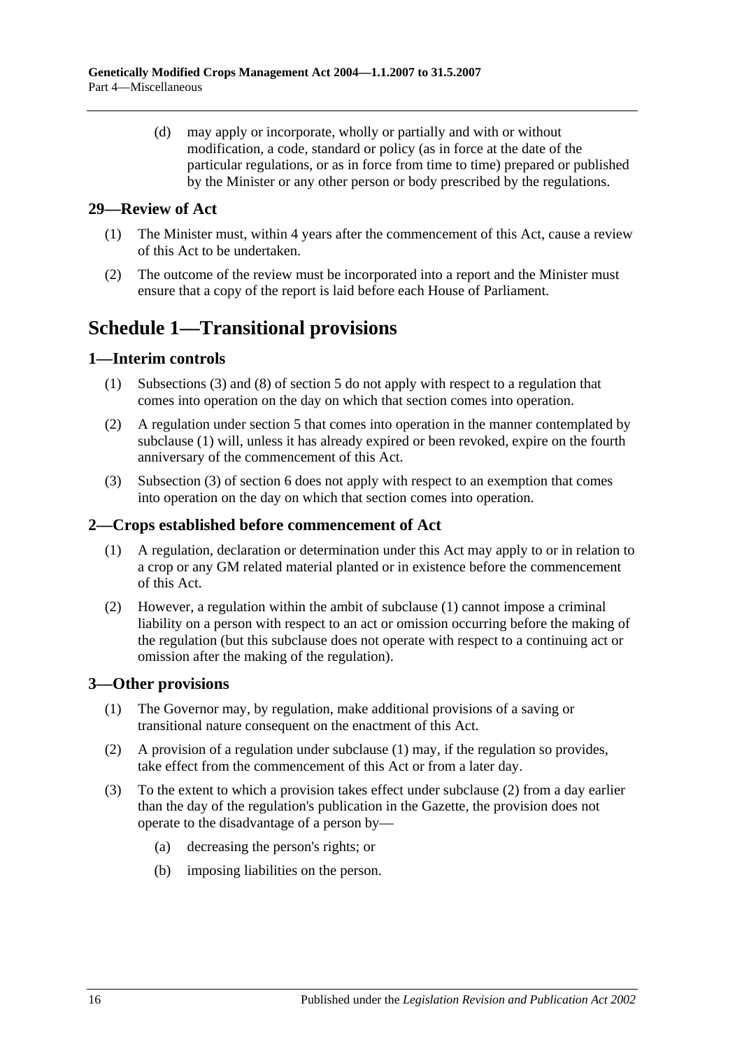(d) may apply or incorporate, wholly or partially and with or without modification, a code, standard or policy (as in force at the date of the particular regulations, or as in force from time to time) prepared or published by the Minister or any other person or body prescribed by the regulations.

### 29—Review of Act

(1) The Minister must, within 4 years after the commencement of this Act, cause a review of this Act to be undertaken.

(2) The outcome of the review must be incorporated into a report and the Minister must ensure that a copy of the report is laid before each House of Parliament.

## Schedule 1—Transitional provisions

### 1—Interim controls

(1) Subsections (3) and (8) of section 5 do not apply with respect to a regulation that comes into operation on the day on which that section comes into operation.

(2) A regulation under section 5 that comes into operation in the manner contemplated by subclause (1) will, unless it has already expired or been revoked, expire on the fourth anniversary of the commencement of this Act.

(3) Subsection (3) of section 6 does not apply with respect to an exemption that comes into operation on the day on which that section comes into operation.

### 2—Crops established before commencement of Act

(1) A regulation, declaration or determination under this Act may apply to or in relation to a crop or any GM related material planted or in existence before the commencement of this Act.

(2) However, a regulation within the ambit of subclause (1) cannot impose a criminal liability on a person with respect to an act or omission occurring before the making of the regulation (but this subclause does not operate with respect to a continuing act or omission after the making of the regulation).

### 3—Other provisions

(1) The Governor may, by regulation, make additional provisions of a saving or transitional nature consequent on the enactment of this Act.

(2) A provision of a regulation under subclause (1) may, if the regulation so provides, take effect from the commencement of this Act or from a later day.

(3) To the extent to which a provision takes effect under subclause (2) from a day earlier than the day of the regulation's publication in the Gazette, the provision does not operate to the disadvantage of a person by—

(a) decreasing the person's rights; or

(b) imposing liabilities on the person.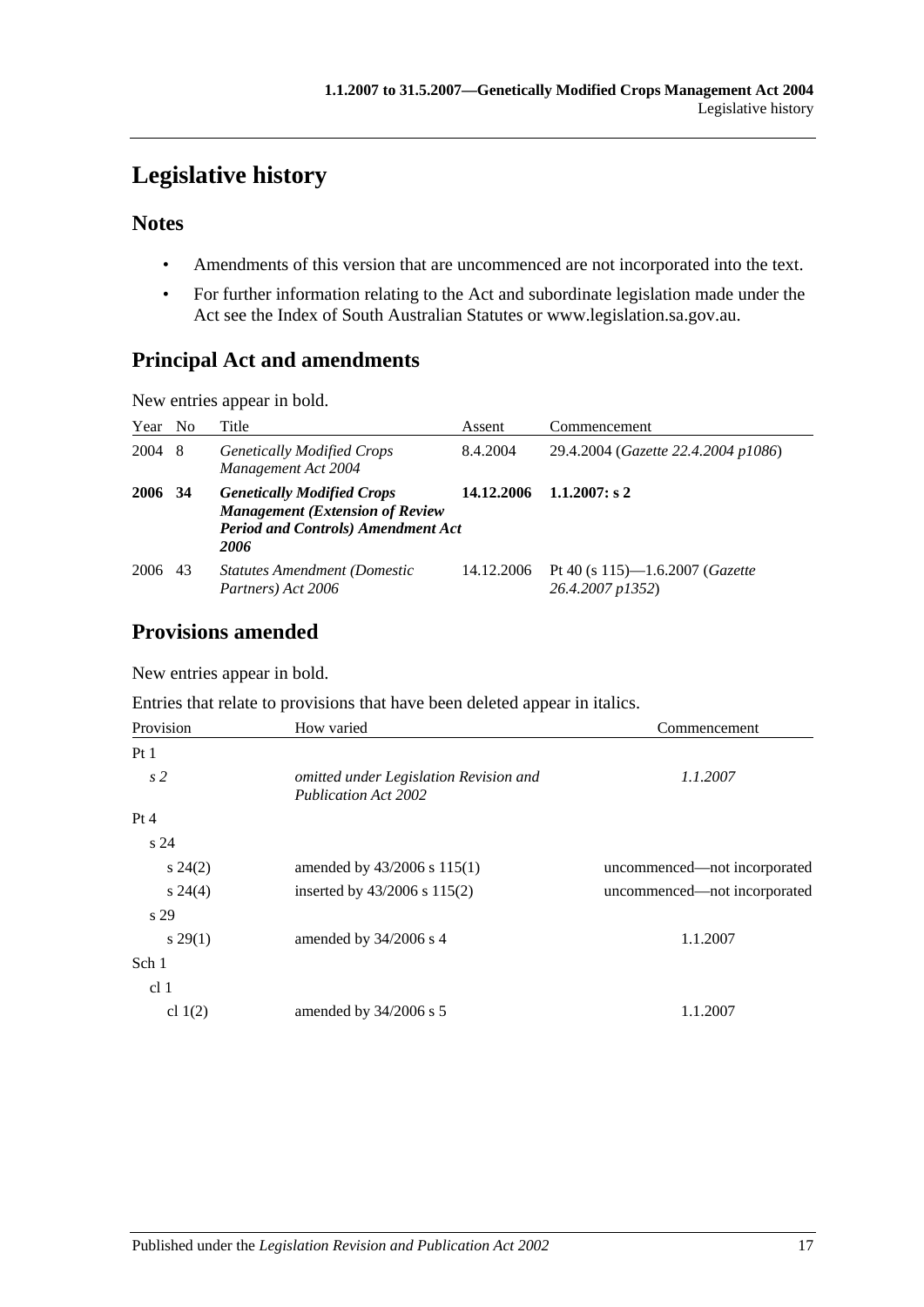# Legislative history

## Notes

- Amendments of this version that are uncommenced are not incorporated into the text.
- For further information relating to the Act and subordinate legislation made under the Act see the Index of South Australian Statutes or www.legislation.sa.gov.au.

## Principal Act and amendments

New entries appear in bold.

| Year | No | Title | Assent | Commencement |
|---|---|---|---|---|
| 2004 | 8 | *Genetically Modified Crops Management Act 2004* | 8.4.2004 | 29.4.2004 (*Gazette 22.4.2004 p1086*) |
| **2006** | **34** | ***Genetically Modified Crops Management (Extension of Review Period and Controls) Amendment Act 2006*** | **14.12.2006** | **1.1.2007: s 2** |
| 2006 | 43 | *Statutes Amendment (Domestic Partners) Act 2006* | 14.12.2006 | Pt 40 (s 115)—1.6.2007 (*Gazette 26.4.2007 p1352*) |

## Provisions amended

New entries appear in bold.

Entries that relate to provisions that have been deleted appear in italics.

| Provision | How varied | Commencement |
|---|---|---|
| Pt 1 | | |
| *s 2* | *omitted under Legislation Revision and Publication Act 2002* | *1.1.2007* |
| Pt 4 | | |
| s 24 | | |
| s 24(2) | amended by 43/2006 s 115(1) | uncommenced—not incorporated |
| s 24(4) | inserted by 43/2006 s 115(2) | uncommenced—not incorporated |
| s 29 | | |
| s 29(1) | amended by 34/2006 s 4 | 1.1.2007 |
| Sch 1 | | |
| cl 1 | | |
| cl 1(2) | amended by 34/2006 s 5 | 1.1.2007 |